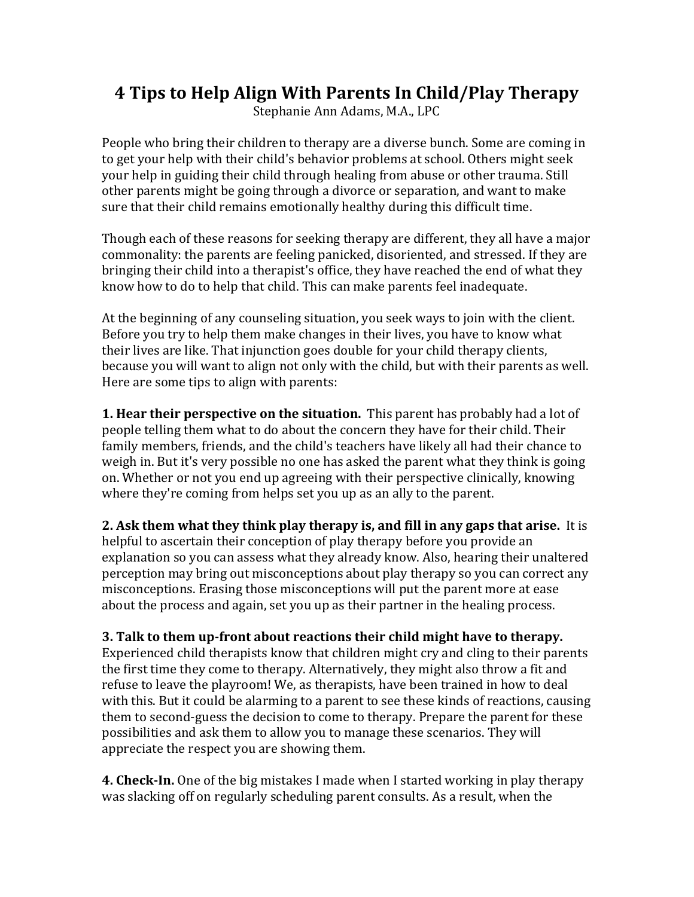# 4 Tips to Help Align With Parents In Child/Play Therapy

Stephanie Ann Adams, M.A., LPC

People who bring their children to therapy are a diverse bunch. Some are coming in to get your help with their child's behavior problems at school. Others might seek your help in guiding their child through healing from abuse or other trauma. Still other parents might be going through a divorce or separation, and want to make sure that their child remains emotionally healthy during this difficult time.

Though each of these reasons for seeking therapy are different, they all have a major commonality: the parents are feeling panicked, disoriented, and stressed. If they are bringing their child into a therapist's office, they have reached the end of what they know how to do to help that child. This can make parents feel inadequate.

At the beginning of any counseling situation, you seek ways to join with the client. Before you try to help them make changes in their lives, you have to know what their lives are like. That injunction goes double for your child therapy clients, because you will want to align not only with the child, but with their parents as well. Here are some tips to align with parents:

**1. Hear their perspective on the situation.** This parent has probably had a lot of people telling them what to do about the concern they have for their child. Their family members, friends, and the child's teachers have likely all had their chance to weigh in. But it's very possible no one has asked the parent what they think is going on. Whether or not you end up agreeing with their perspective clinically, knowing where they're coming from helps set you up as an ally to the parent.

**2. Ask them what they think play therapy is, and fill in any gaps that arise.** It is helpful to ascertain their conception of play therapy before you provide an explanation so you can assess what they already know. Also, hearing their unaltered perception may bring out misconceptions about play therapy so you can correct any misconceptions. Erasing those misconceptions will put the parent more at ease about the process and again, set you up as their partner in the healing process.

**3. Talk to them up-front about reactions their child might have to therapy.** Experienced child therapists know that children might cry and cling to their parents the first time they come to therapy. Alternatively, they might also throw a fit and refuse to leave the playroom! We, as therapists, have been trained in how to deal with this. But it could be alarming to a parent to see these kinds of reactions, causing them to second-guess the decision to come to therapy. Prepare the parent for these possibilities and ask them to allow you to manage these scenarios. They will appreciate the respect you are showing them.

**4. Check-In.** One of the big mistakes I made when I started working in play therapy was slacking off on regularly scheduling parent consults. As a result, when the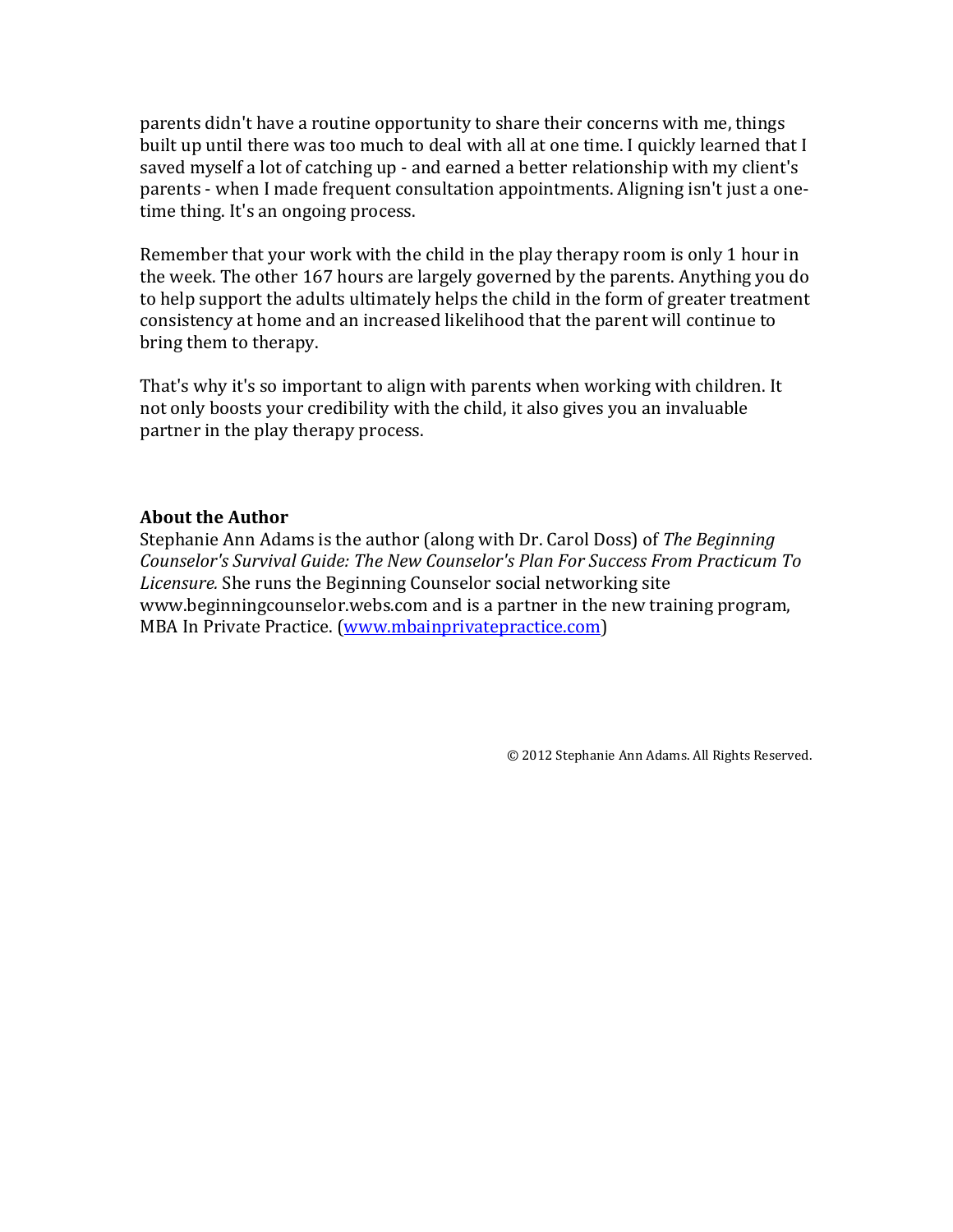parents didn't have a routine opportunity to share their concerns with me, things built up until there was too much to deal with all at one time. I quickly learned that I saved myself a lot of catching up - and earned a better relationship with my client's parents - when I made frequent consultation appointments. Aligning isn't just a one-time thing. It's an ongoing process.

Remember that your work with the child in the play therapy room is only 1 hour in the week. The other 167 hours are largely governed by the parents. Anything you do to help support the adults ultimately helps the child in the form of greater treatment consistency at home and an increased likelihood that the parent will continue to bring them to therapy.

That's why it's so important to align with parents when working with children. It not only boosts your credibility with the child, it also gives you an invaluable partner in the play therapy process.

**About the Author**
Stephanie Ann Adams is the author (along with Dr. Carol Doss) of *The Beginning Counselor's Survival Guide: The New Counselor's Plan For Success From Practicum To Licensure.* She runs the Beginning Counselor social networking site www.beginningcounselor.webs.com and is a partner in the new training program, MBA In Private Practice. ([www.mbainprivatepractice.com](www.mbainprivatepractice.com))

© 2012 Stephanie Ann Adams. All Rights Reserved.